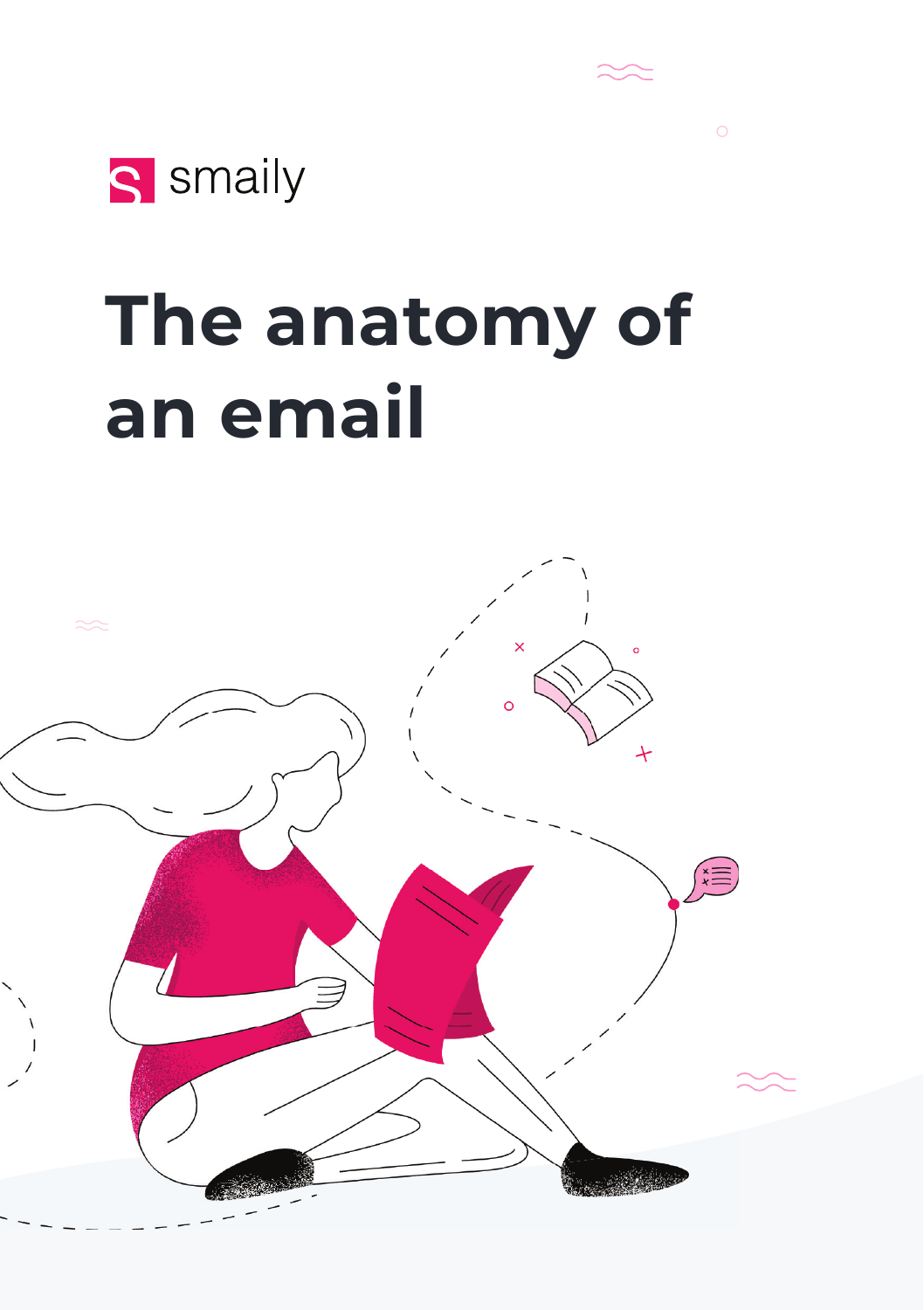smaily

# The anatomy of an email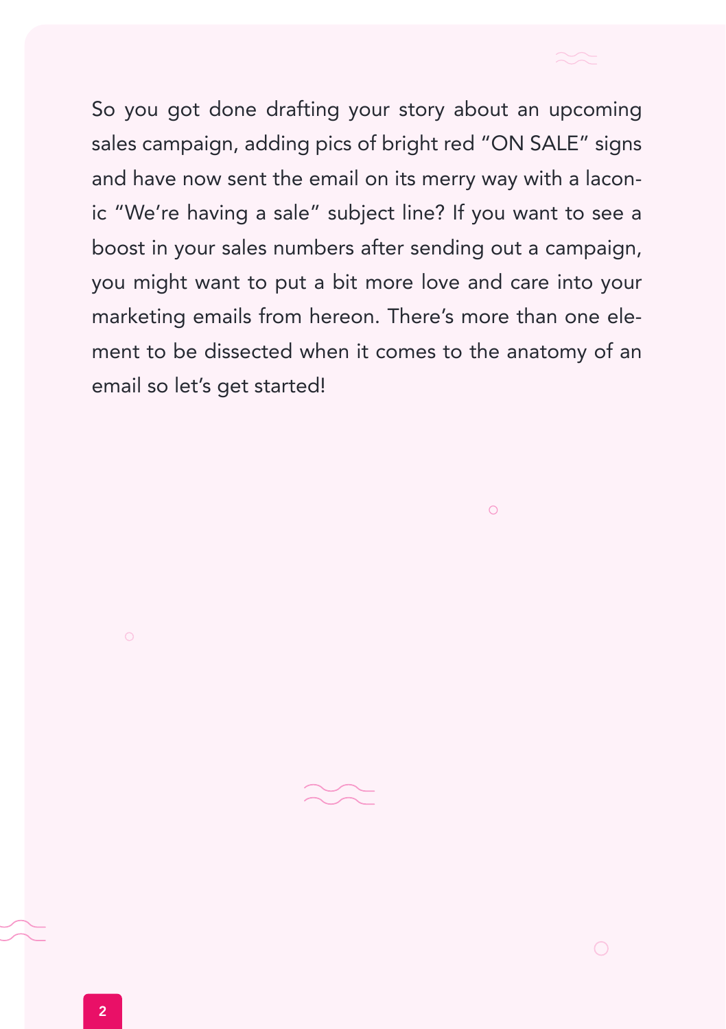So you got done drafting your story about an upcoming sales campaign, adding pics of bright red "ON SALE" signs and have now sent the email on its merry way with a laconic "We're having a sale" subject line? If you want to see a boost in your sales numbers after sending out a campaign, you might want to put a bit more love and care into your marketing emails from hereon. There's more than one element to be dissected when it comes to the anatomy of an email so let's get started!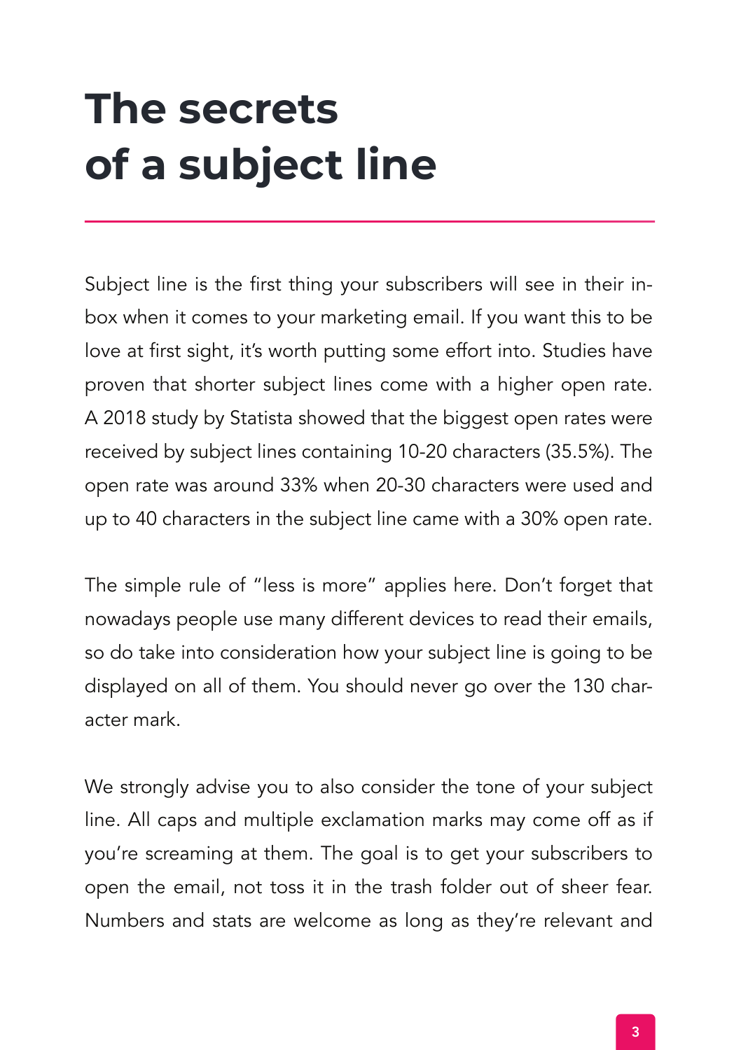# The secrets of a subject line

Subject line is the first thing your subscribers will see in their inbox when it comes to your marketing email. If you want this to be love at first sight, it's worth putting some effort into. Studies have proven that shorter subject lines come with a higher open rate. A 2018 study by Statista showed that the biggest open rates were received by subject lines containing 10-20 characters (35.5%). The open rate was around 33% when 20-30 characters were used and up to 40 characters in the subject line came with a 30% open rate.

The simple rule of "less is more" applies here. Don't forget that nowadays people use many different devices to read their emails, so do take into consideration how your subject line is going to be displayed on all of them. You should never go over the 130 character mark.

We strongly advise you to also consider the tone of your subject line. All caps and multiple exclamation marks may come off as if you're screaming at them. The goal is to get your subscribers to open the email, not toss it in the trash folder out of sheer fear. Numbers and stats are welcome as long as they're relevant and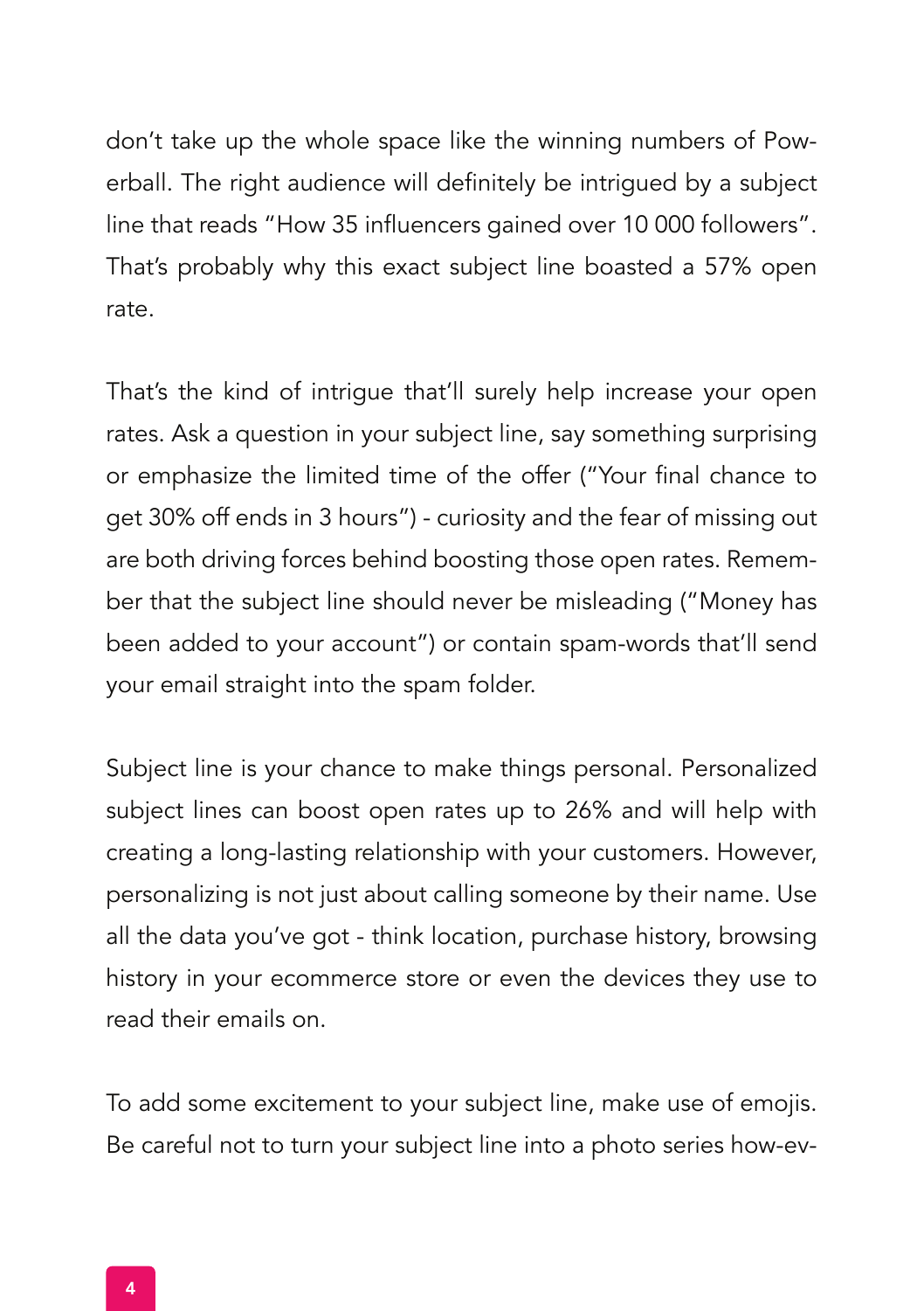don't take up the whole space like the winning numbers of Powerball. The right audience will definitely be intrigued by a subject line that reads "How 35 influencers gained over 10 000 followers". That's probably why this exact subject line boasted a 57% open rate.

That's the kind of intrigue that'll surely help increase your open rates. Ask a question in your subject line, say something surprising or emphasize the limited time of the offer ("Your final chance to get 30% off ends in 3 hours") - curiosity and the fear of missing out are both driving forces behind boosting those open rates. Remember that the subject line should never be misleading ("Money has been added to your account") or contain spam-words that'll send your email straight into the spam folder.

Subject line is your chance to make things personal. Personalized subject lines can boost open rates up to 26% and will help with creating a long-lasting relationship with your customers. However, personalizing is not just about calling someone by their name. Use all the data you've got - think location, purchase history, browsing history in your ecommerce store or even the devices they use to read their emails on.

To add some excitement to your subject line, make use of emojis. Be careful not to turn your subject line into a photo series how-ev-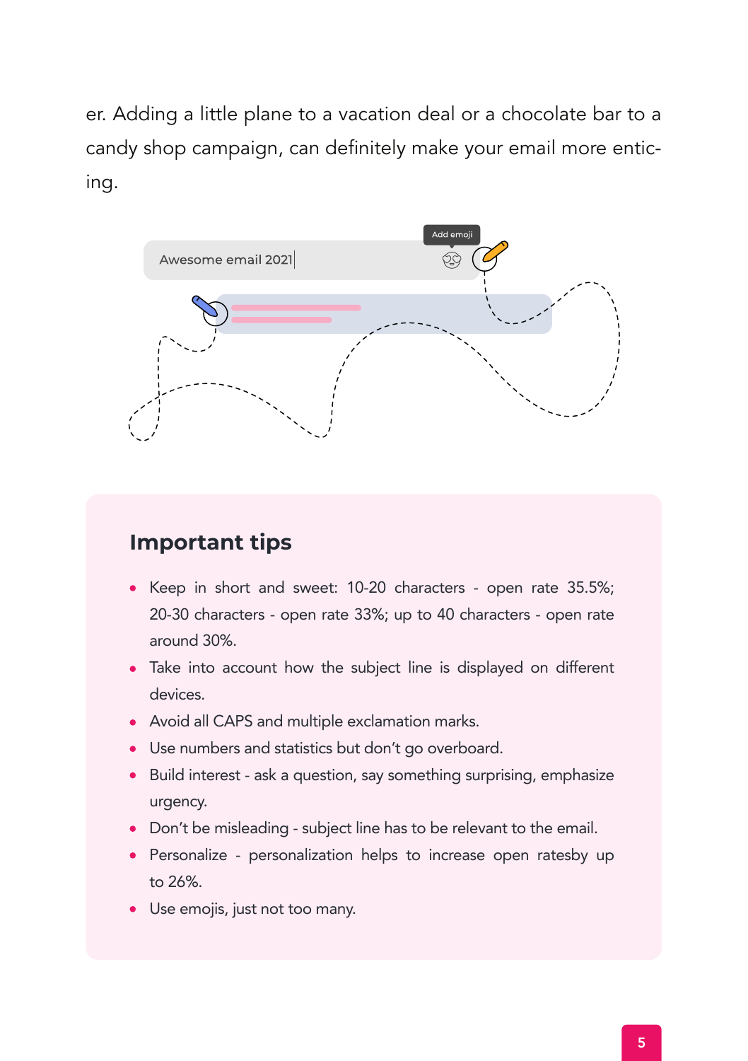er. Adding a little plane to a vacation deal or a chocolate bar to a candy shop campaign, can definitely make your email more enticing.

### Important tips

- Keep in short and sweet: 10-20 characters - open rate 35.5%; 20-30 characters - open rate 33%; up to 40 characters - open rate around 30%.
- Take into account how the subject line is displayed on different devices.
- Avoid all CAPS and multiple exclamation marks.
- Use numbers and statistics but don't go overboard.
- Build interest - ask a question, say something surprising, emphasize urgency.
- Don't be misleading - subject line has to be relevant to the email.
- Personalize - personalization helps to increase open ratesby up to 26%.
- Use emojis, just not too many.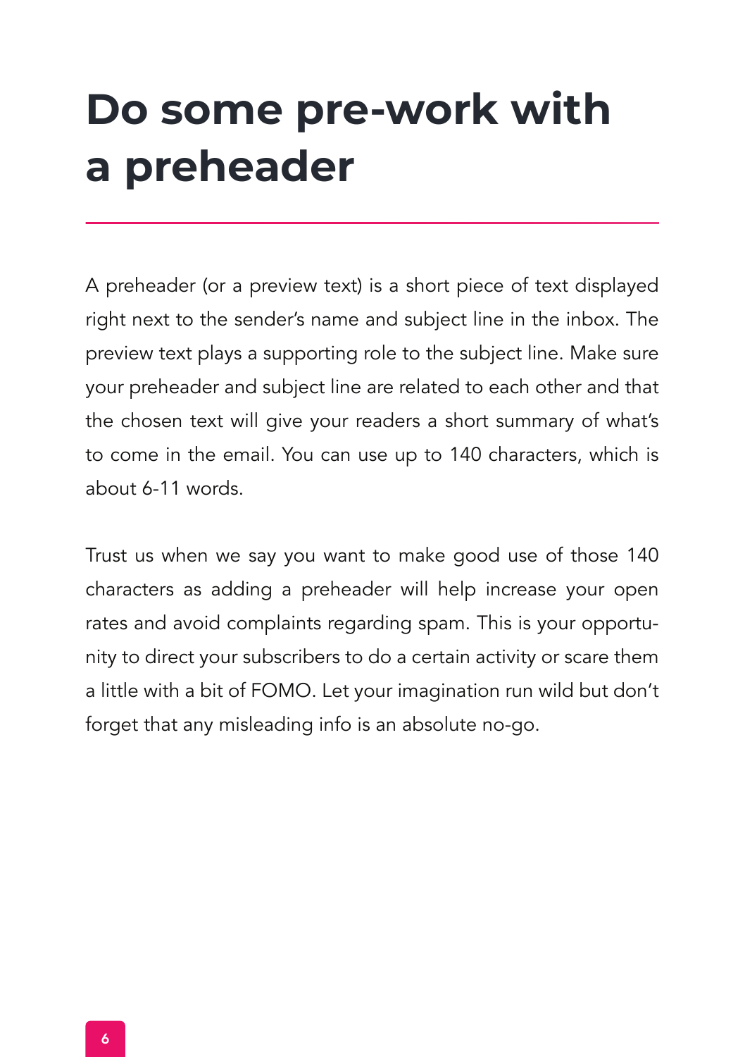# Do some pre-work with a preheader

A preheader (or a preview text) is a short piece of text displayed right next to the sender's name and subject line in the inbox. The preview text plays a supporting role to the subject line. Make sure your preheader and subject line are related to each other and that the chosen text will give your readers a short summary of what's to come in the email. You can use up to 140 characters, which is about 6-11 words.

Trust us when we say you want to make good use of those 140 characters as adding a preheader will help increase your open rates and avoid complaints regarding spam. This is your opportunity to direct your subscribers to do a certain activity or scare them a little with a bit of FOMO. Let your imagination run wild but don't forget that any misleading info is an absolute no-go.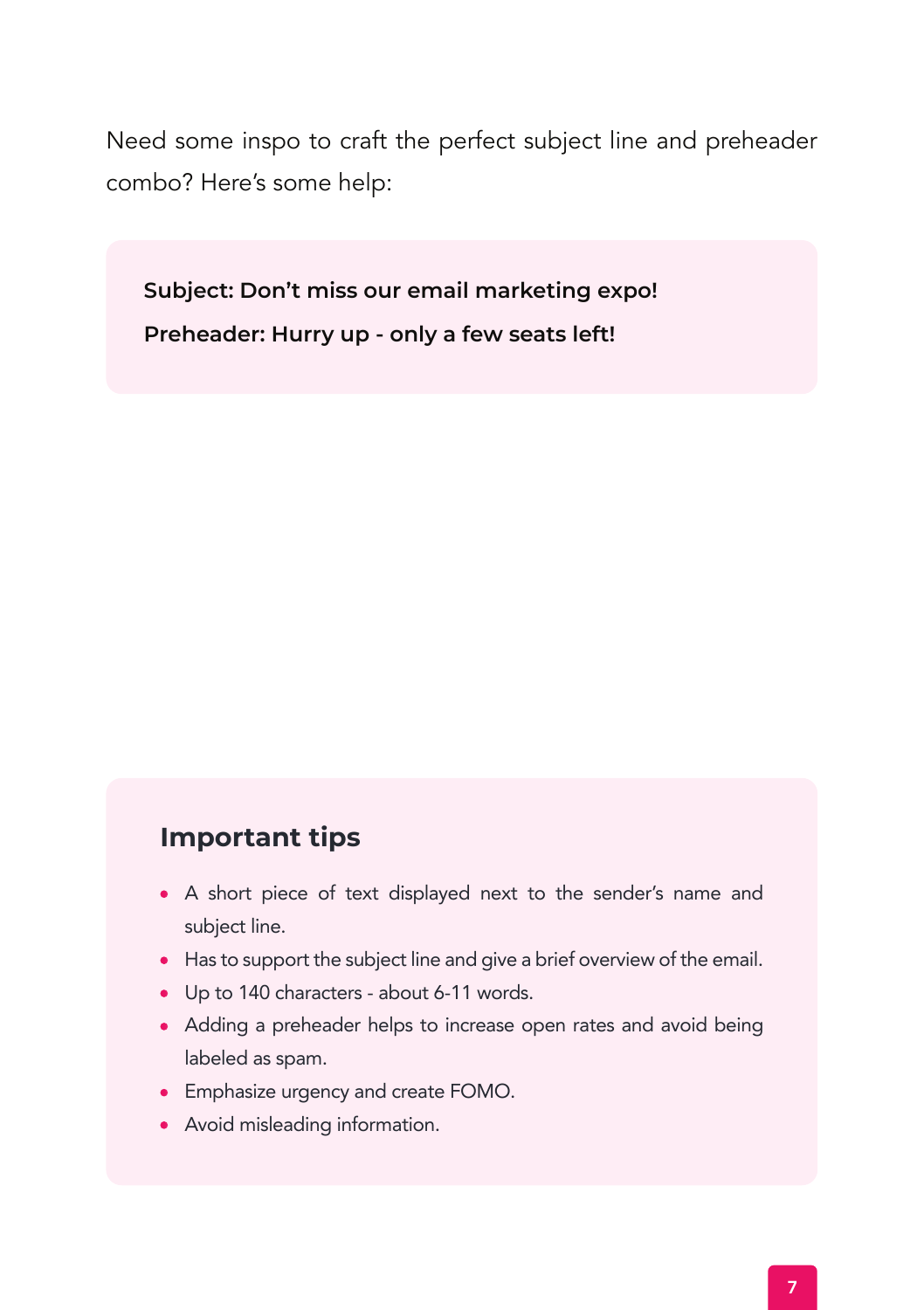Need some inspo to craft the perfect subject line and preheader combo? Here's some help:

**Subject: Don't miss our email marketing expo!**

**Preheader: Hurry up - only a few seats left!**

## Important tips

- A short piece of text displayed next to the sender's name and subject line.
- Has to support the subject line and give a brief overview of the email.
- Up to 140 characters - about 6-11 words.
- Adding a preheader helps to increase open rates and avoid being labeled as spam.
- Emphasize urgency and create FOMO.
- Avoid misleading information.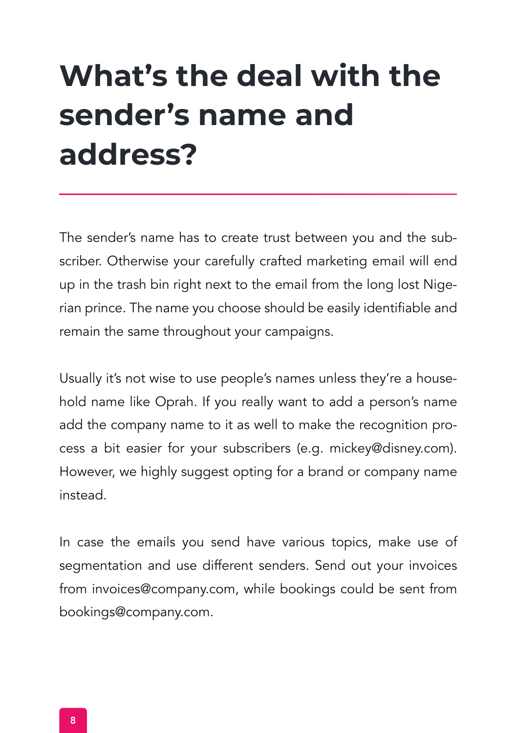# What's the deal with the sender's name and address?

The sender's name has to create trust between you and the subscriber. Otherwise your carefully crafted marketing email will end up in the trash bin right next to the email from the long lost Nigerian prince. The name you choose should be easily identifiable and remain the same throughout your campaigns.

Usually it's not wise to use people's names unless they're a household name like Oprah. If you really want to add a person's name add the company name to it as well to make the recognition process a bit easier for your subscribers (e.g. mickey@disney.com). However, we highly suggest opting for a brand or company name instead.

In case the emails you send have various topics, make use of segmentation and use different senders. Send out your invoices from invoices@company.com, while bookings could be sent from bookings@company.com.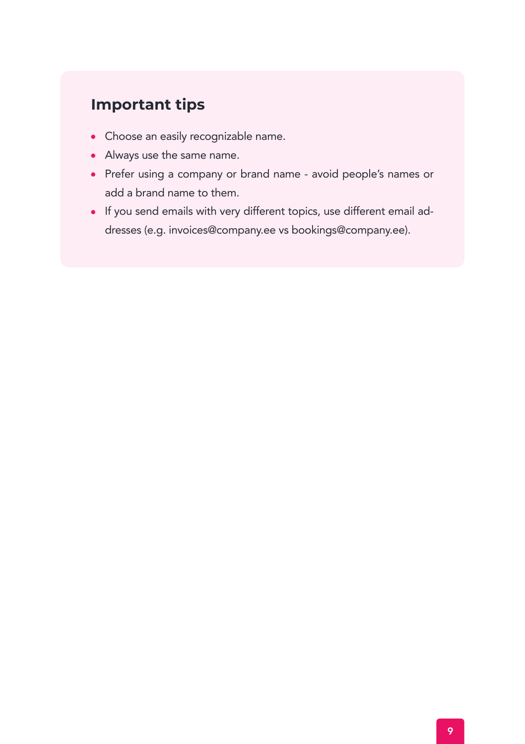## Important tips

- Choose an easily recognizable name.
- Always use the same name.
- Prefer using a company or brand name - avoid people's names or add a brand name to them.
- If you send emails with very different topics, use different email addresses (e.g. invoices@company.ee vs bookings@company.ee).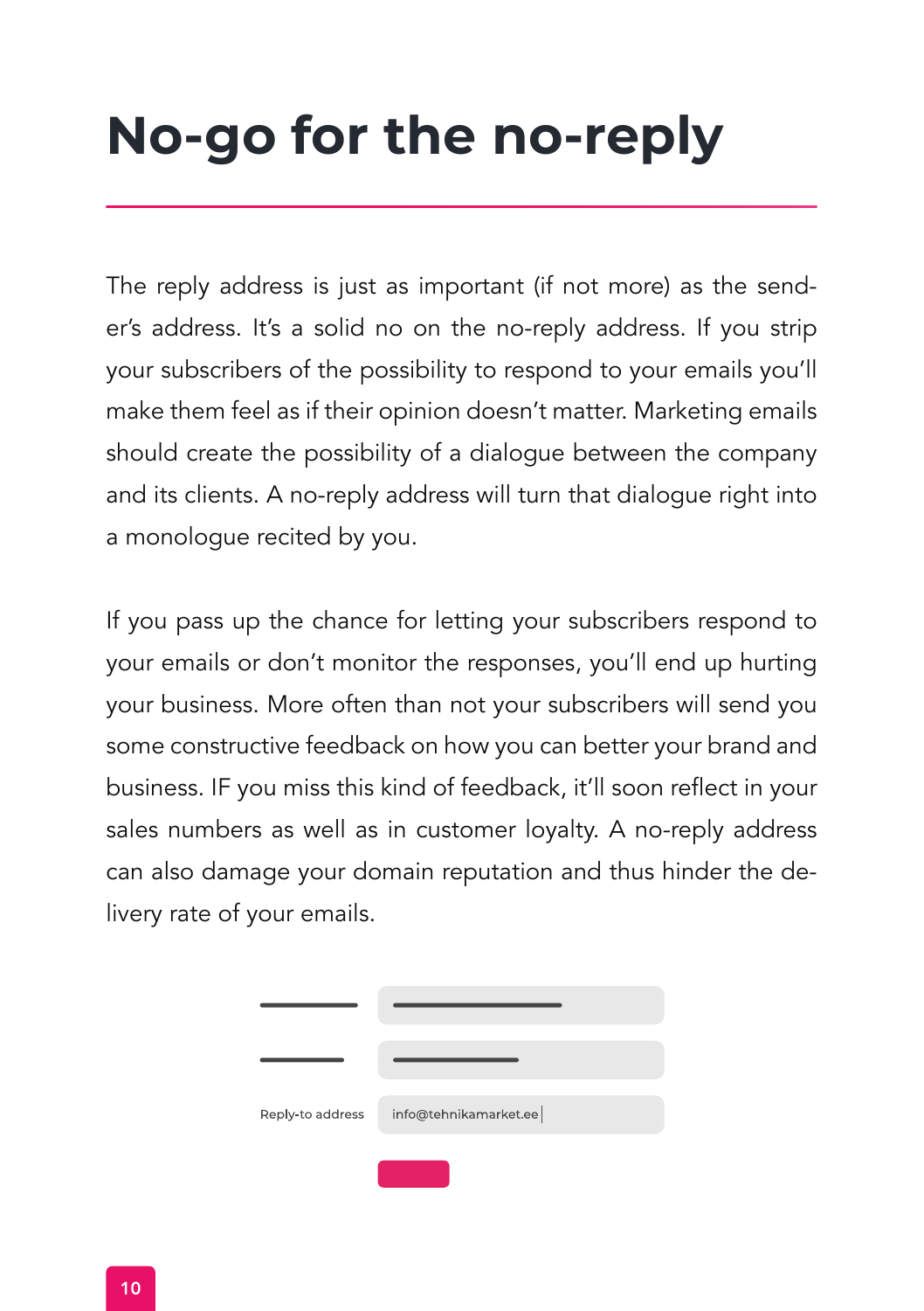# No-go for the no-reply

The reply address is just as important (if not more) as the sender's address. It's a solid no on the no-reply address. If you strip your subscribers of the possibility to respond to your emails you'll make them feel as if their opinion doesn't matter. Marketing emails should create the possibility of a dialogue between the company and its clients. A no-reply address will turn that dialogue right into a monologue recited by you.

If you pass up the chance for letting your subscribers respond to your emails or don't monitor the responses, you'll end up hurting your business. More often than not your subscribers will send you some constructive feedback on how you can better your brand and business. IF you miss this kind of feedback, it'll soon reflect in your sales numbers as well as in customer loyalty. A no-reply address can also damage your domain reputation and thus hinder the delivery rate of your emails.

Reply-to address info@tehnikamarket.ee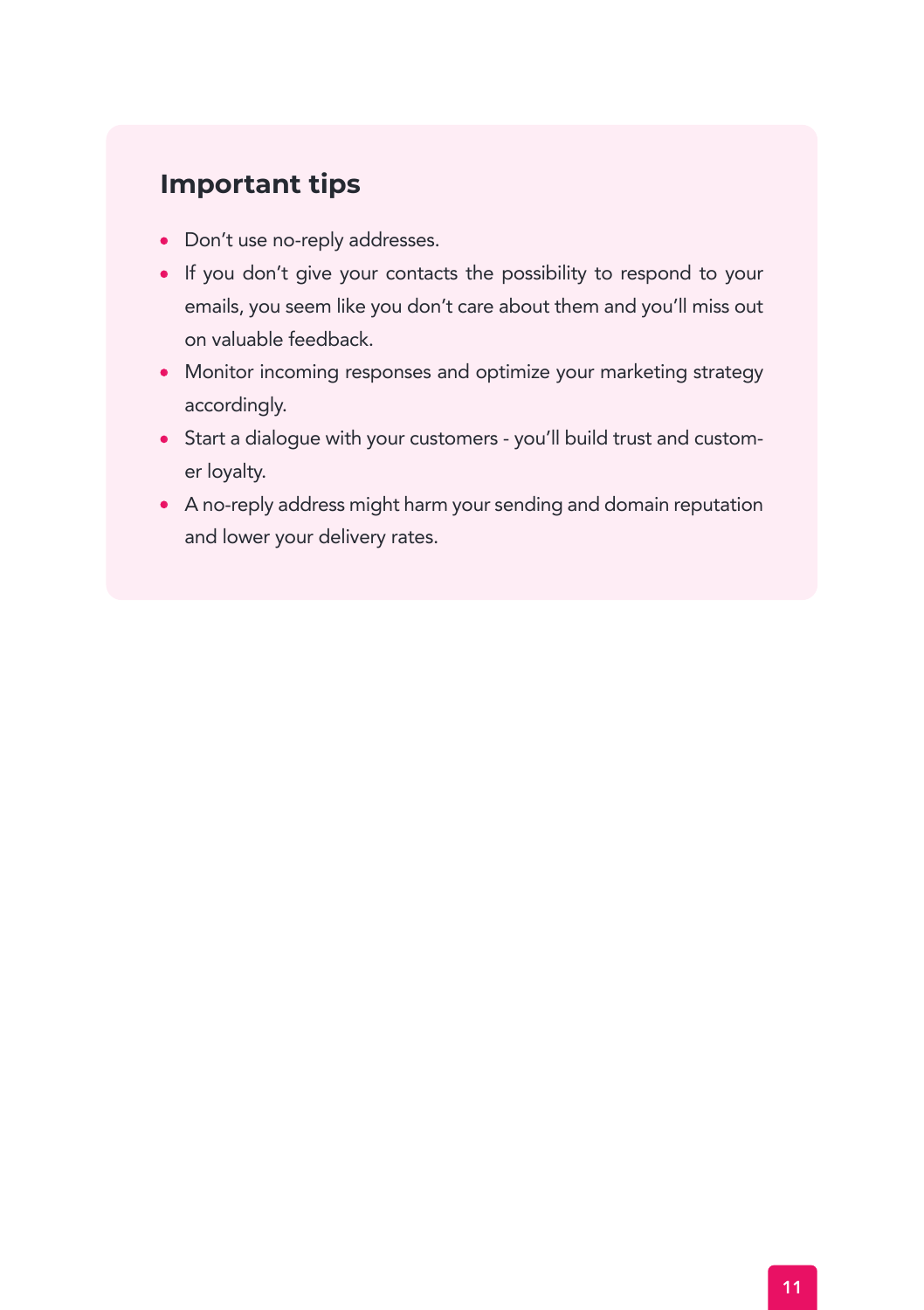## Important tips

- Don't use no-reply addresses.
- If you don't give your contacts the possibility to respond to your emails, you seem like you don't care about them and you'll miss out on valuable feedback.
- Monitor incoming responses and optimize your marketing strategy accordingly.
- Start a dialogue with your customers - you'll build trust and customer loyalty.
- A no-reply address might harm your sending and domain reputation and lower your delivery rates.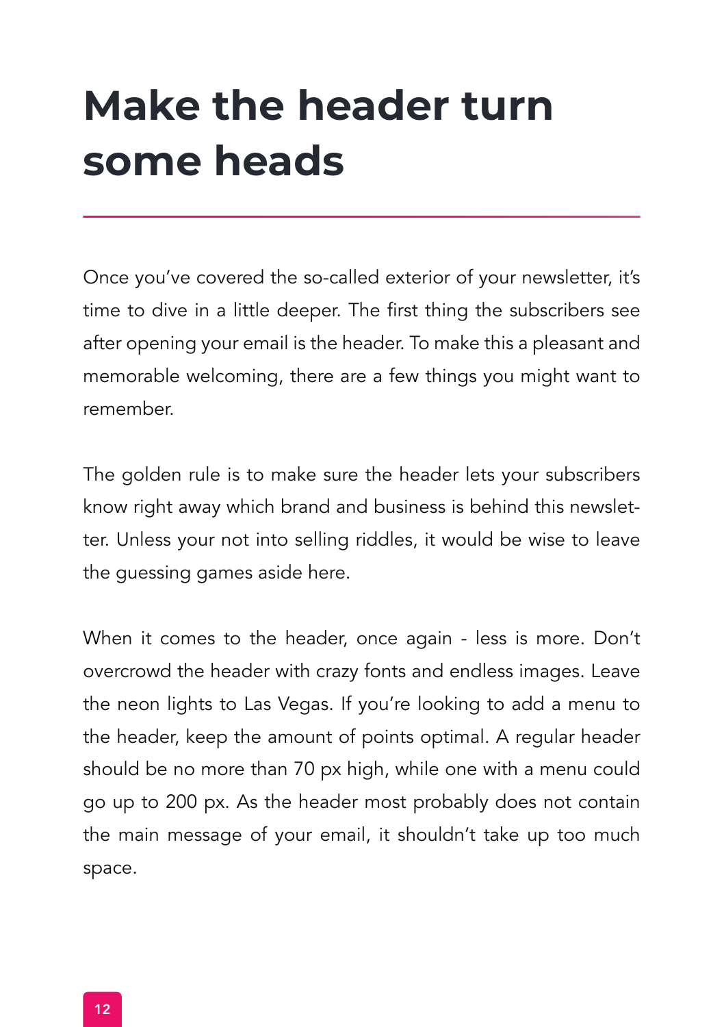# Make the header turn some heads

Once you've covered the so-called exterior of your newsletter, it's time to dive in a little deeper. The first thing the subscribers see after opening your email is the header. To make this a pleasant and memorable welcoming, there are a few things you might want to remember.

The golden rule is to make sure the header lets your subscribers know right away which brand and business is behind this newsletter. Unless your not into selling riddles, it would be wise to leave the guessing games aside here.

When it comes to the header, once again - less is more. Don't overcrowd the header with crazy fonts and endless images. Leave the neon lights to Las Vegas. If you're looking to add a menu to the header, keep the amount of points optimal. A regular header should be no more than 70 px high, while one with a menu could go up to 200 px. As the header most probably does not contain the main message of your email, it shouldn't take up too much space.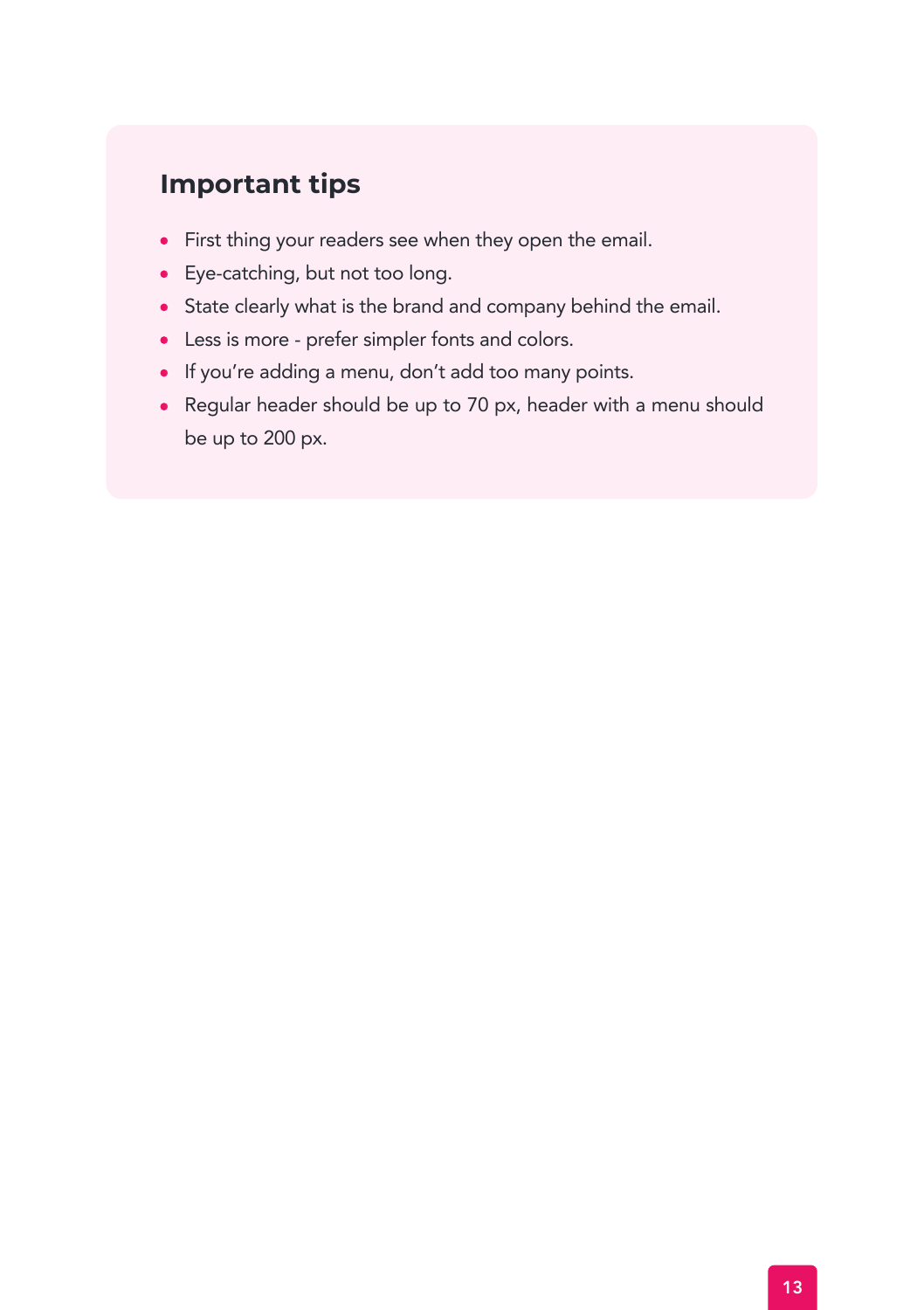### Important tips

- First thing your readers see when they open the email.
- Eye-catching, but not too long.
- State clearly what is the brand and company behind the email.
- Less is more - prefer simpler fonts and colors.
- If you're adding a menu, don't add too many points.
- Regular header should be up to 70 px, header with a menu should be up to 200 px.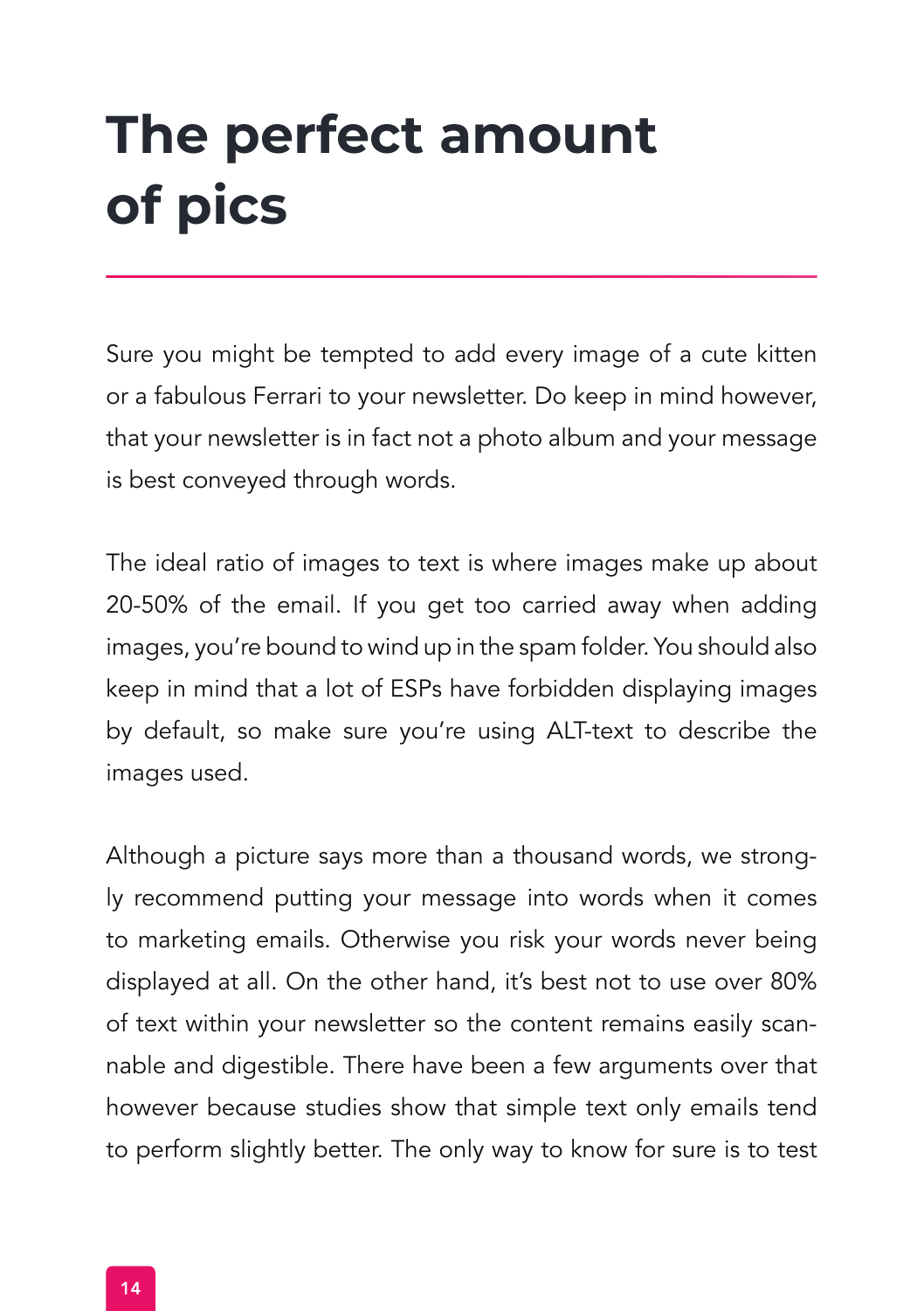# The perfect amount of pics

Sure you might be tempted to add every image of a cute kitten or a fabulous Ferrari to your newsletter. Do keep in mind however, that your newsletter is in fact not a photo album and your message is best conveyed through words.

The ideal ratio of images to text is where images make up about 20-50% of the email. If you get too carried away when adding images, you're bound to wind up in the spam folder. You should also keep in mind that a lot of ESPs have forbidden displaying images by default, so make sure you're using ALT-text to describe the images used.

Although a picture says more than a thousand words, we strongly recommend putting your message into words when it comes to marketing emails. Otherwise you risk your words never being displayed at all. On the other hand, it's best not to use over 80% of text within your newsletter so the content remains easily scannable and digestible. There have been a few arguments over that however because studies show that simple text only emails tend to perform slightly better. The only way to know for sure is to test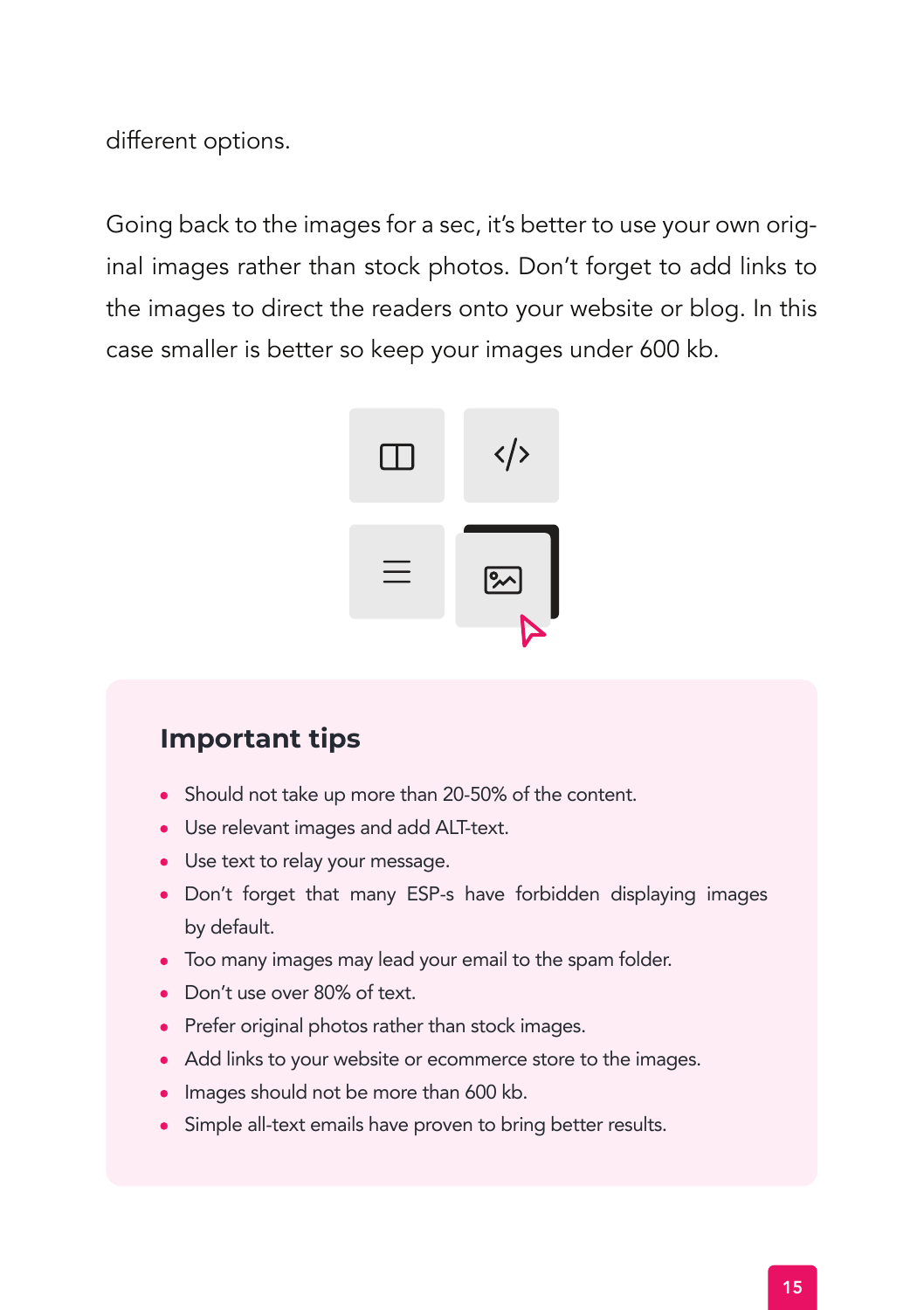different options.

Going back to the images for a sec, it's better to use your own original images rather than stock photos. Don't forget to add links to the images to direct the readers onto your website or blog. In this case smaller is better so keep your images under 600 kb.

### Important tips

- Should not take up more than 20-50% of the content.
- Use relevant images and add ALT-text.
- Use text to relay your message.
- Don't forget that many ESP-s have forbidden displaying images by default.
- Too many images may lead your email to the spam folder.
- Don't use over 80% of text.
- Prefer original photos rather than stock images.
- Add links to your website or ecommerce store to the images.
- Images should not be more than 600 kb.
- Simple all-text emails have proven to bring better results.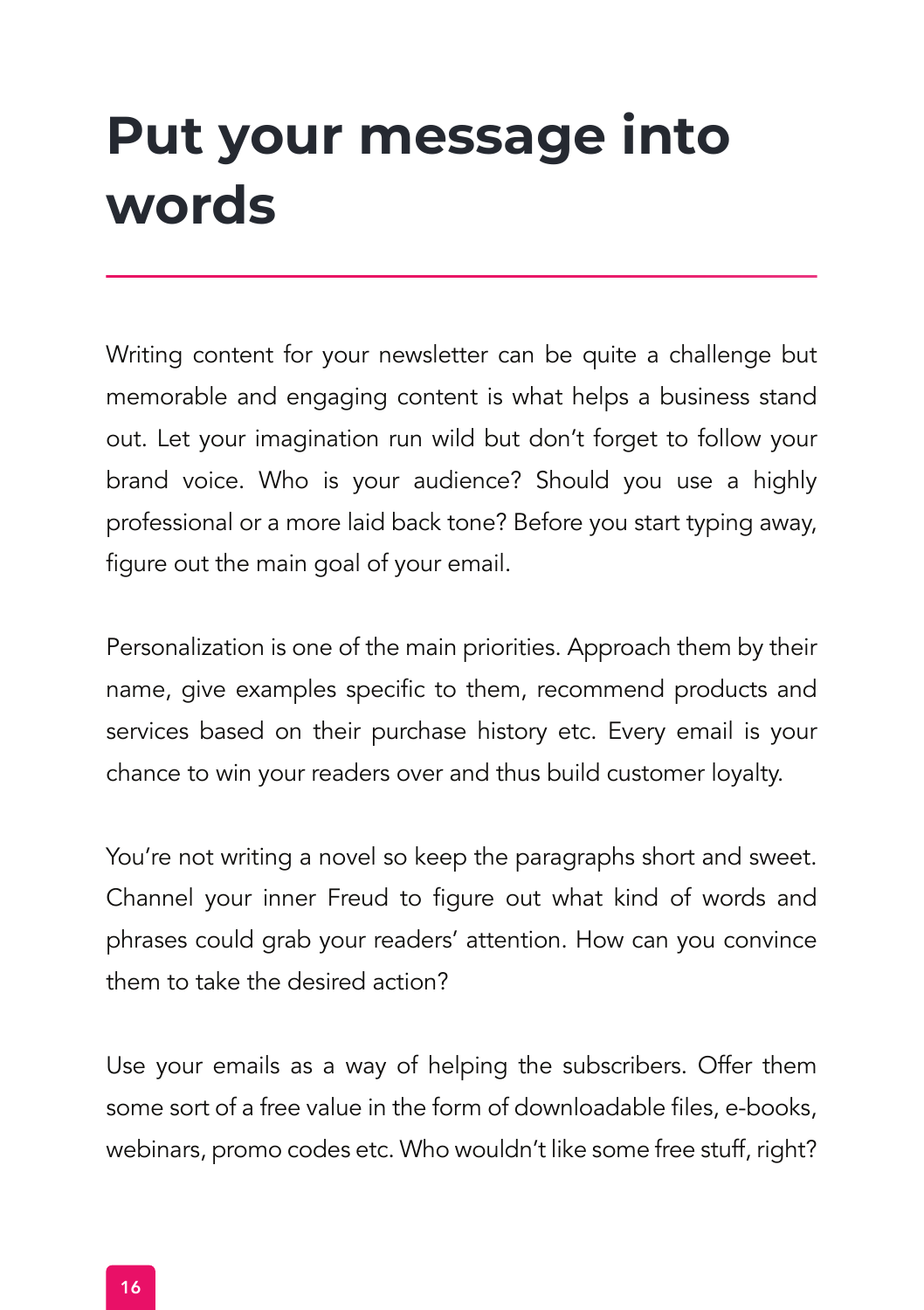# Put your message into words

Writing content for your newsletter can be quite a challenge but memorable and engaging content is what helps a business stand out. Let your imagination run wild but don't forget to follow your brand voice. Who is your audience? Should you use a highly professional or a more laid back tone? Before you start typing away, figure out the main goal of your email.

Personalization is one of the main priorities. Approach them by their name, give examples specific to them, recommend products and services based on their purchase history etc. Every email is your chance to win your readers over and thus build customer loyalty.

You're not writing a novel so keep the paragraphs short and sweet. Channel your inner Freud to figure out what kind of words and phrases could grab your readers' attention. How can you convince them to take the desired action?

Use your emails as a way of helping the subscribers. Offer them some sort of a free value in the form of downloadable files, e-books, webinars, promo codes etc. Who wouldn't like some free stuff, right?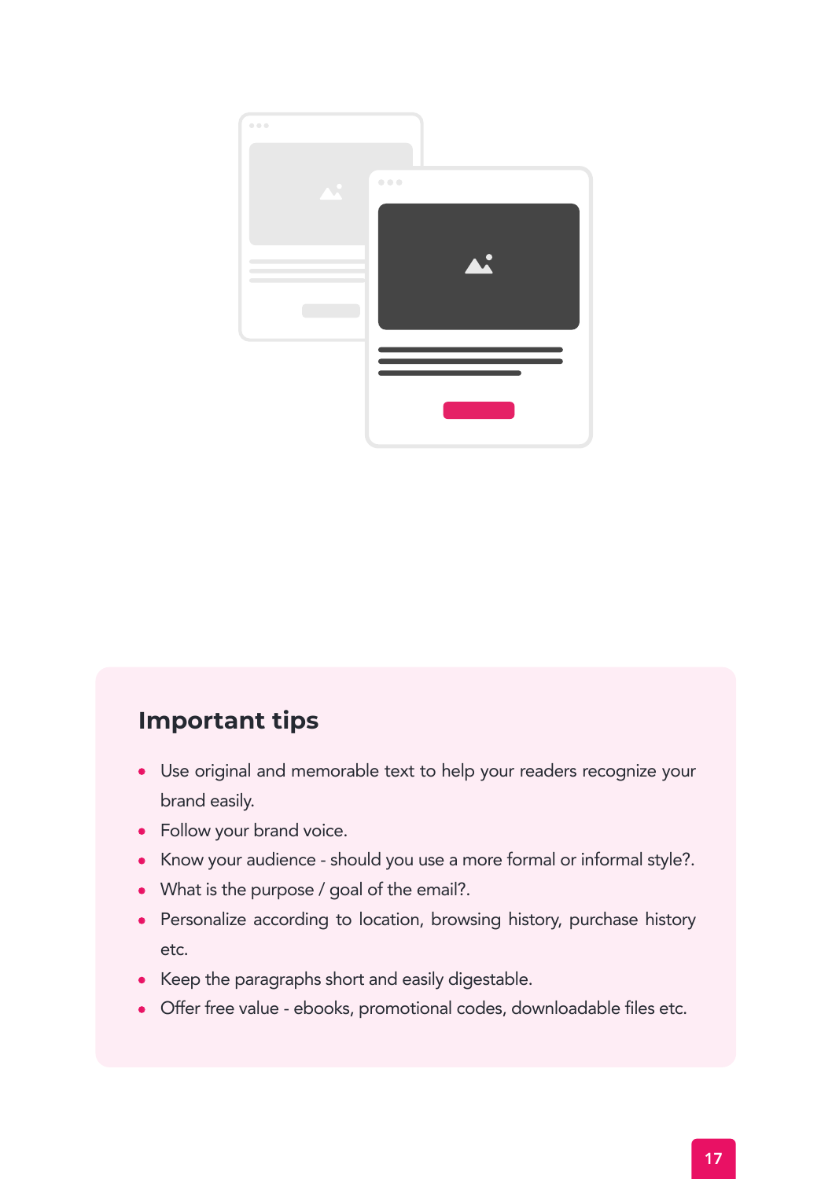## Important tips

- Use original and memorable text to help your readers recognize your brand easily.
- Follow your brand voice.
- Know your audience - should you use a more formal or informal style?.
- What is the purpose / goal of the email?.
- Personalize according to location, browsing history, purchase history etc.
- Keep the paragraphs short and easily digestable.
- Offer free value - ebooks, promotional codes, downloadable files etc.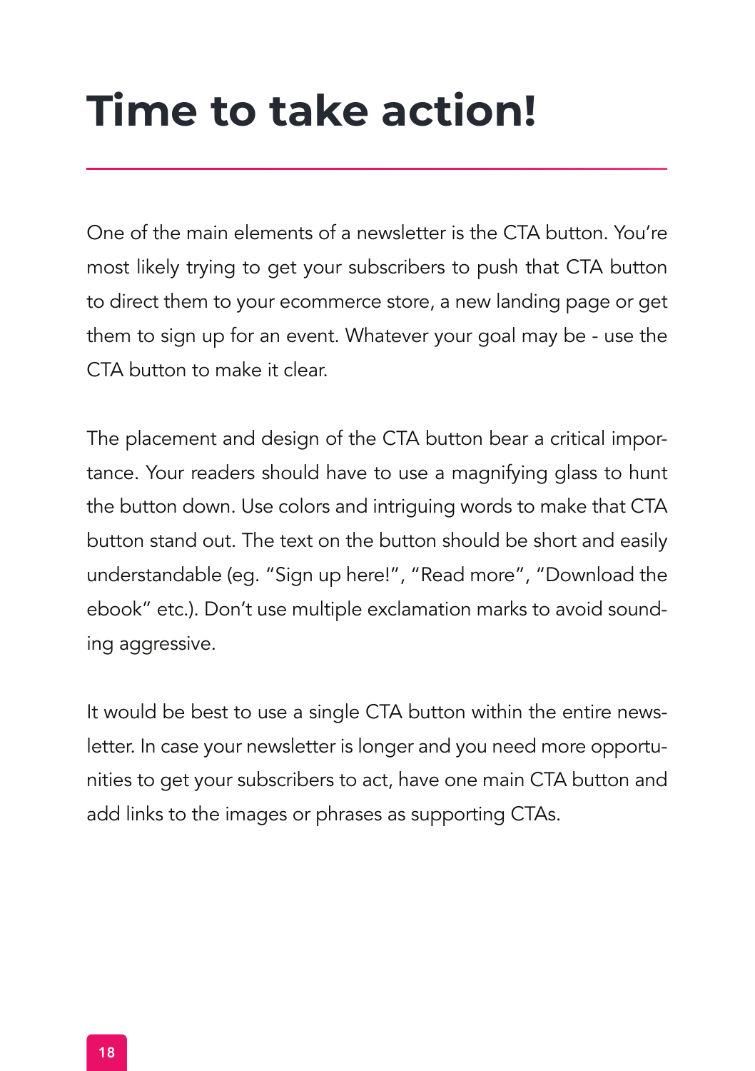# Time to take action!

One of the main elements of a newsletter is the CTA button. You're most likely trying to get your subscribers to push that CTA button to direct them to your ecommerce store, a new landing page or get them to sign up for an event. Whatever your goal may be - use the CTA button to make it clear.

The placement and design of the CTA button bear a critical importance. Your readers should have to use a magnifying glass to hunt the button down. Use colors and intriguing words to make that CTA button stand out. The text on the button should be short and easily understandable (eg. "Sign up here!", "Read more", "Download the ebook" etc.). Don't use multiple exclamation marks to avoid sounding aggressive.

It would be best to use a single CTA button within the entire newsletter. In case your newsletter is longer and you need more opportunities to get your subscribers to act, have one main CTA button and add links to the images or phrases as supporting CTAs.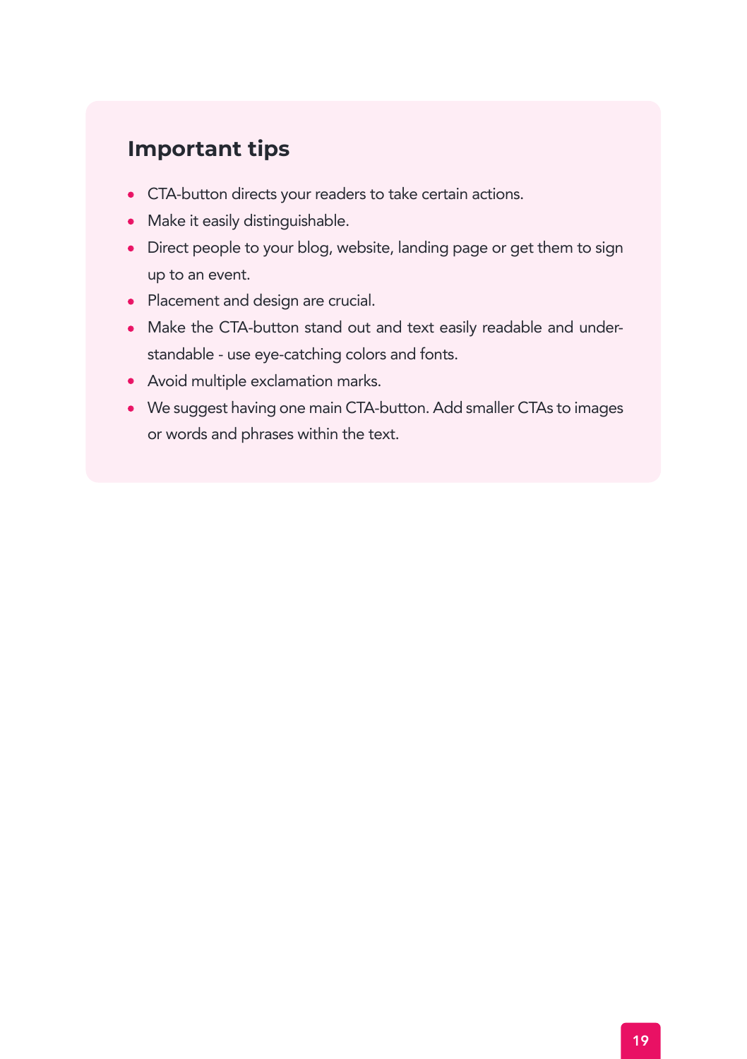## Important tips

- CTA-button directs your readers to take certain actions.
- Make it easily distinguishable.
- Direct people to your blog, website, landing page or get them to sign up to an event.
- Placement and design are crucial.
- Make the CTA-button stand out and text easily readable and understandable - use eye-catching colors and fonts.
- Avoid multiple exclamation marks.
- We suggest having one main CTA-button. Add smaller CTAs to images or words and phrases within the text.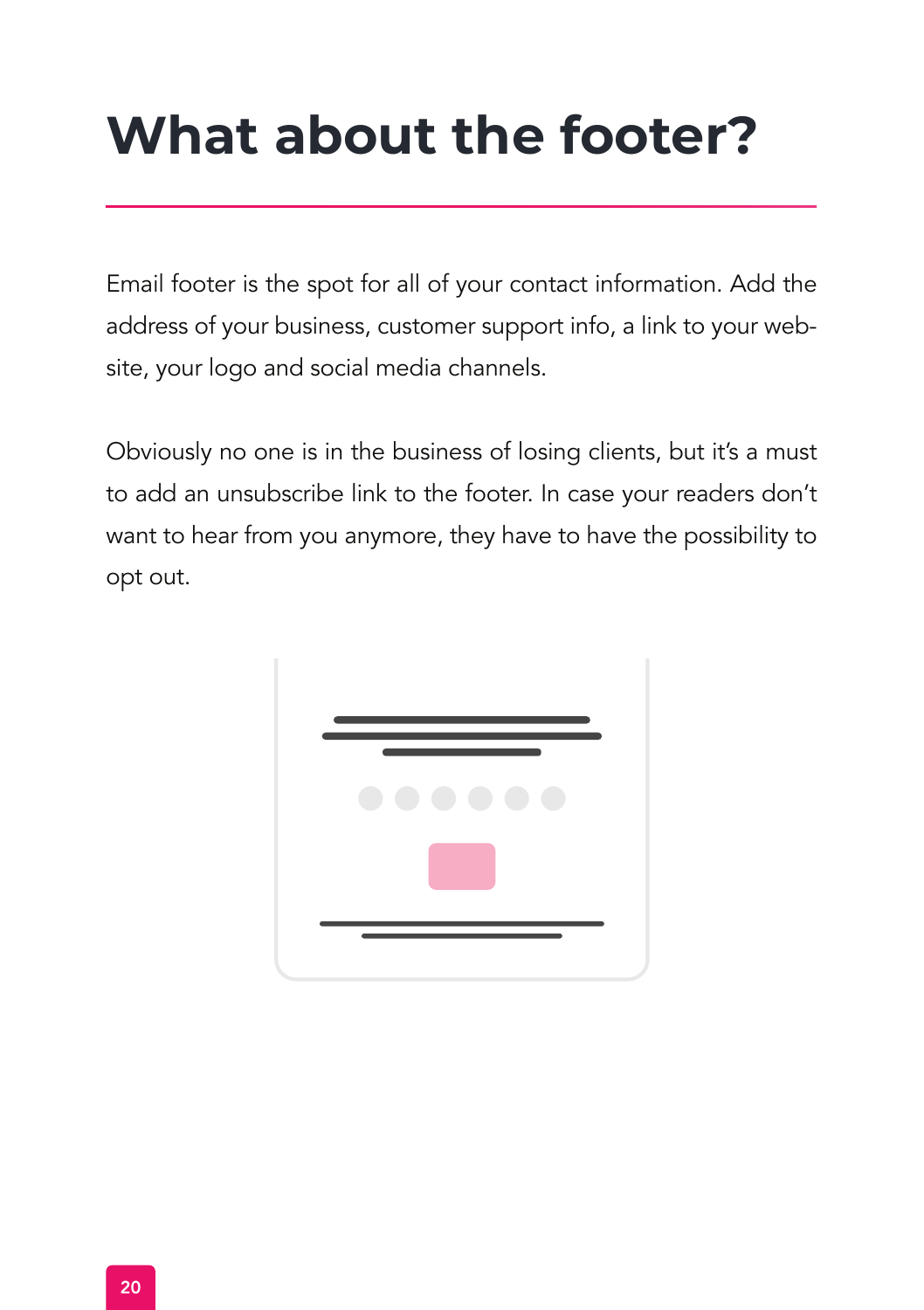# What about the footer?

Email footer is the spot for all of your contact information. Add the address of your business, customer support info, a link to your website, your logo and social media channels.

Obviously no one is in the business of losing clients, but it's a must to add an unsubscribe link to the footer. In case your readers don't want to hear from you anymore, they have to have the possibility to opt out.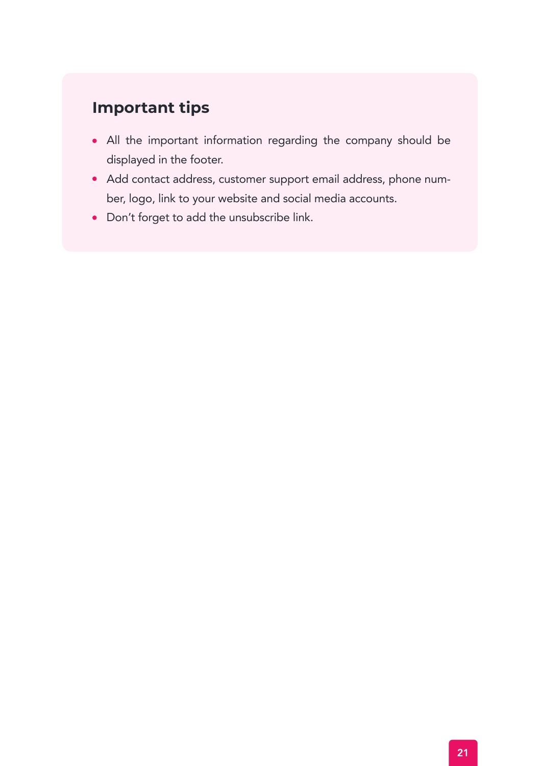### Important tips

- All the important information regarding the company should be displayed in the footer.
- Add contact address, customer support email address, phone number, logo, link to your website and social media accounts.
- Don't forget to add the unsubscribe link.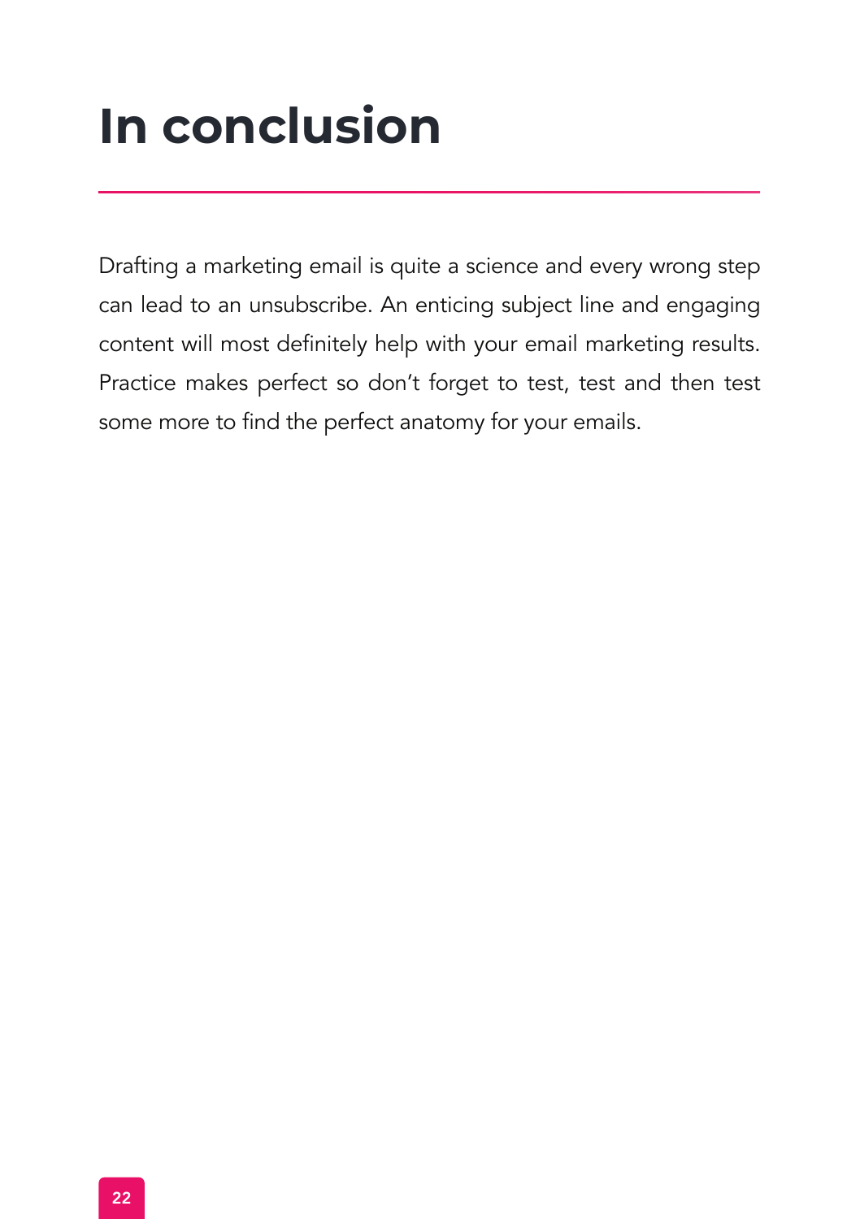# In conclusion

Drafting a marketing email is quite a science and every wrong step can lead to an unsubscribe. An enticing subject line and engaging content will most definitely help with your email marketing results. Practice makes perfect so don't forget to test, test and then test some more to find the perfect anatomy for your emails.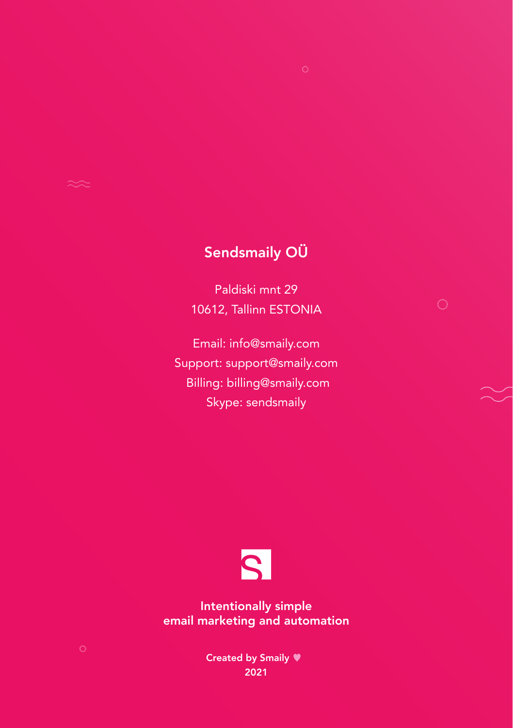**Sendsmaily OÜ**

Paldiski mnt 29
10612, Tallinn ESTONIA

Email: info@smaily.com
Support: support@smaily.com
Billing: billing@smaily.com
Skype: sendsmaily

**Intentionally simple**
**email marketing and automation**

**Created by Smaily ♥**
**2021**